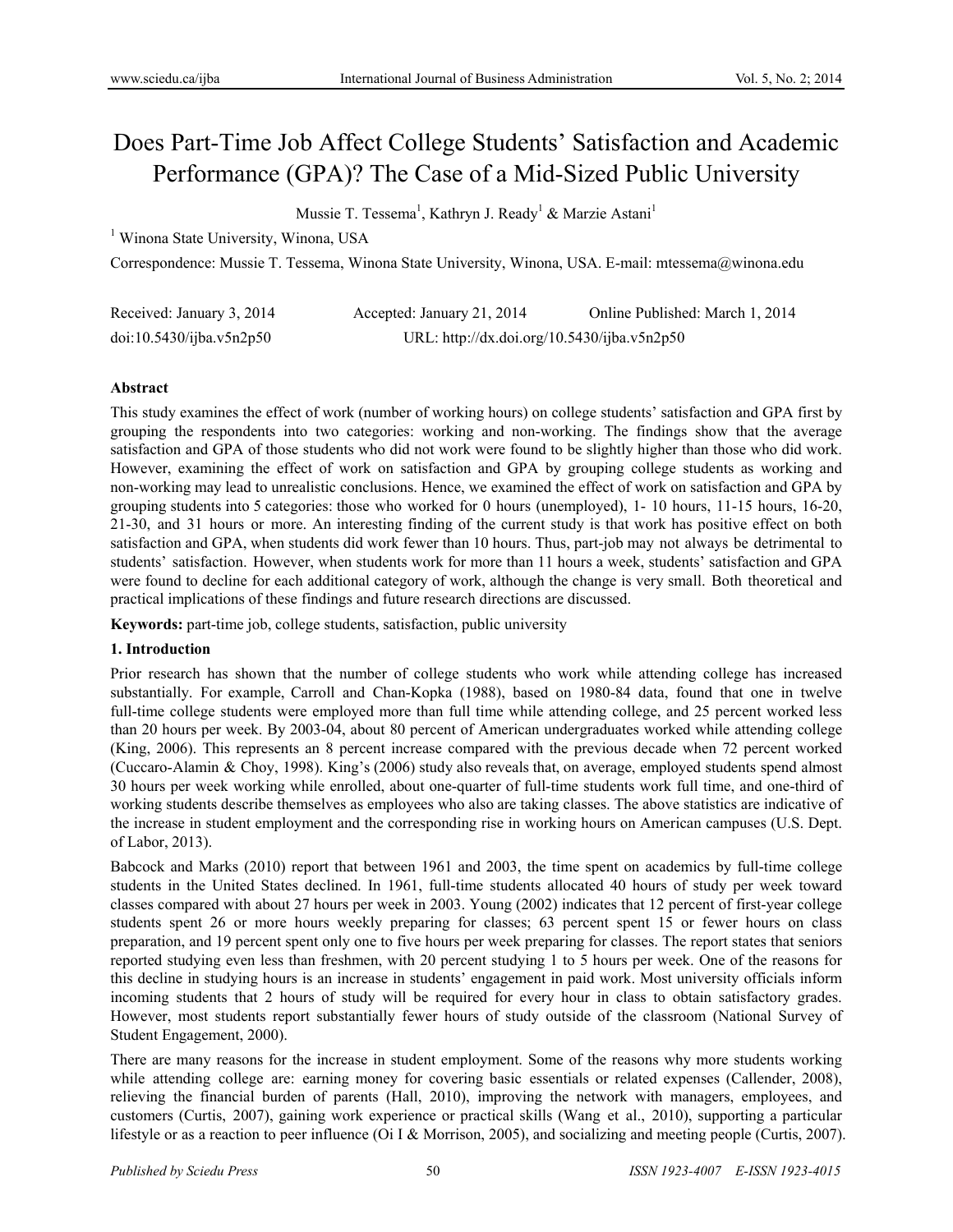# Does Part-Time Job Affect College Students' Satisfaction and Academic Performance (GPA)? The Case of a Mid-Sized Public University

Mussie T. Tessema[1], Kathryn J. Ready[1] & Marzie Astani[1]

[1] Winona State University, Winona, USA

Correspondence: Mussie T. Tessema, Winona State University, Winona, USA. E-mail: mtessema@winona.edu

Received: January 3, 2014 Accepted: January 21, 2014 Online Published: March 1, 2014

doi:10.5430/ijba.v5n2p50 URL: http://dx.doi.org/10.5430/ijba.v5n2p50

**Abstract**

This study examines the effect of work (number of working hours) on college students' satisfaction and GPA first by grouping the respondents into two categories: working and non-working. The findings show that the average satisfaction and GPA of those students who did not work were found to be slightly higher than those who did work. However, examining the effect of work on satisfaction and GPA by grouping college students as working and non-working may lead to unrealistic conclusions. Hence, we examined the effect of work on satisfaction and GPA by grouping students into 5 categories: those who worked for 0 hours (unemployed), 1- 10 hours, 11-15 hours, 16-20, 21-30, and 31 hours or more. An interesting finding of the current study is that work has positive effect on both satisfaction and GPA, when students did work fewer than 10 hours. Thus, part-job may not always be detrimental to students' satisfaction. However, when students work for more than 11 hours a week, students' satisfaction and GPA were found to decline for each additional category of work, although the change is very small. Both theoretical and practical implications of these findings and future research directions are discussed.

**Keywords:** part-time job, college students, satisfaction, public university

## 1. Introduction

Prior research has shown that the number of college students who work while attending college has increased substantially. For example, Carroll and Chan-Kopka (1988), based on 1980-84 data, found that one in twelve full-time college students were employed more than full time while attending college, and 25 percent worked less than 20 hours per week. By 2003-04, about 80 percent of American undergraduates worked while attending college (King, 2006). This represents an 8 percent increase compared with the previous decade when 72 percent worked (Cuccaro-Alamin & Choy, 1998). King's (2006) study also reveals that, on average, employed students spend almost 30 hours per week working while enrolled, about one-quarter of full-time students work full time, and one-third of working students describe themselves as employees who also are taking classes. The above statistics are indicative of the increase in student employment and the corresponding rise in working hours on American campuses (U.S. Dept. of Labor, 2013).

Babcock and Marks (2010) report that between 1961 and 2003, the time spent on academics by full-time college students in the United States declined. In 1961, full-time students allocated 40 hours of study per week toward classes compared with about 27 hours per week in 2003. Young (2002) indicates that 12 percent of first-year college students spent 26 or more hours weekly preparing for classes; 63 percent spent 15 or fewer hours on class preparation, and 19 percent spent only one to five hours per week preparing for classes. The report states that seniors reported studying even less than freshmen, with 20 percent studying 1 to 5 hours per week. One of the reasons for this decline in studying hours is an increase in students' engagement in paid work. Most university officials inform incoming students that 2 hours of study will be required for every hour in class to obtain satisfactory grades. However, most students report substantially fewer hours of study outside of the classroom (National Survey of Student Engagement, 2000).

There are many reasons for the increase in student employment. Some of the reasons why more students working while attending college are: earning money for covering basic essentials or related expenses (Callender, 2008), relieving the financial burden of parents (Hall, 2010), improving the network with managers, employees, and customers (Curtis, 2007), gaining work experience or practical skills (Wang et al., 2010), supporting a particular lifestyle or as a reaction to peer influence (Oi I & Morrison, 2005), and socializing and meeting people (Curtis, 2007).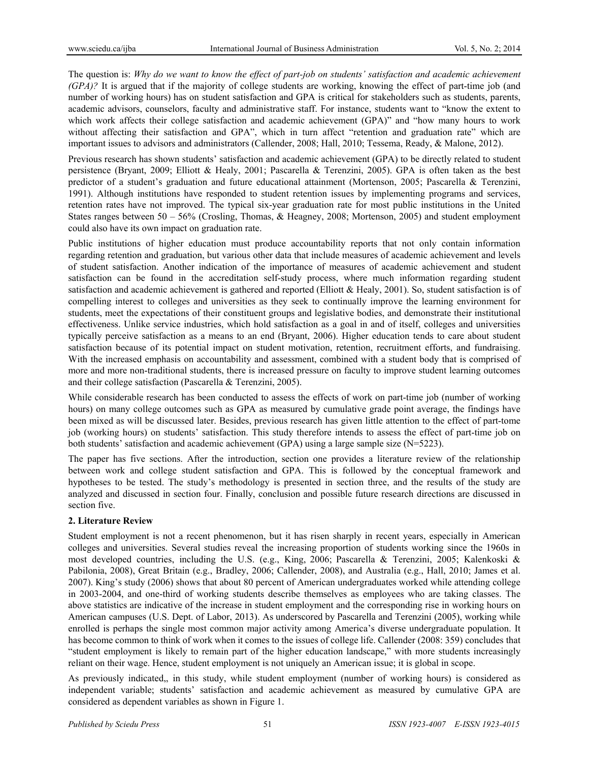The question is: *Why do we want to know the effect of part-job on students' satisfaction and academic achievement (GPA)?* It is argued that if the majority of college students are working, knowing the effect of part-time job (and number of working hours) has on student satisfaction and GPA is critical for stakeholders such as students, parents, academic advisors, counselors, faculty and administrative staff. For instance, students want to "know the extent to which work affects their college satisfaction and academic achievement (GPA)" and "how many hours to work without affecting their satisfaction and GPA", which in turn affect "retention and graduation rate" which are important issues to advisors and administrators (Callender, 2008; Hall, 2010; Tessema, Ready, & Malone, 2012).

Previous research has shown students' satisfaction and academic achievement (GPA) to be directly related to student persistence (Bryant, 2009; Elliott & Healy, 2001; Pascarella & Terenzini, 2005). GPA is often taken as the best predictor of a student's graduation and future educational attainment (Mortenson, 2005; Pascarella & Terenzini, 1991). Although institutions have responded to student retention issues by implementing programs and services, retention rates have not improved. The typical six-year graduation rate for most public institutions in the United States ranges between 50 – 56% (Crosling, Thomas, & Heagney, 2008; Mortenson, 2005) and student employment could also have its own impact on graduation rate.

Public institutions of higher education must produce accountability reports that not only contain information regarding retention and graduation, but various other data that include measures of academic achievement and levels of student satisfaction. Another indication of the importance of measures of academic achievement and student satisfaction can be found in the accreditation self-study process, where much information regarding student satisfaction and academic achievement is gathered and reported (Elliott & Healy, 2001). So, student satisfaction is of compelling interest to colleges and universities as they seek to continually improve the learning environment for students, meet the expectations of their constituent groups and legislative bodies, and demonstrate their institutional effectiveness. Unlike service industries, which hold satisfaction as a goal in and of itself, colleges and universities typically perceive satisfaction as a means to an end (Bryant, 2006). Higher education tends to care about student satisfaction because of its potential impact on student motivation, retention, recruitment efforts, and fundraising. With the increased emphasis on accountability and assessment, combined with a student body that is comprised of more and more non-traditional students, there is increased pressure on faculty to improve student learning outcomes and their college satisfaction (Pascarella & Terenzini, 2005).

While considerable research has been conducted to assess the effects of work on part-time job (number of working hours) on many college outcomes such as GPA as measured by cumulative grade point average, the findings have been mixed as will be discussed later. Besides, previous research has given little attention to the effect of part-tome job (working hours) on students' satisfaction. This study therefore intends to assess the effect of part-time job on both students' satisfaction and academic achievement (GPA) using a large sample size (N=5223).

The paper has five sections. After the introduction, section one provides a literature review of the relationship between work and college student satisfaction and GPA. This is followed by the conceptual framework and hypotheses to be tested. The study's methodology is presented in section three, and the results of the study are analyzed and discussed in section four. Finally, conclusion and possible future research directions are discussed in section five.

## 2. Literature Review

Student employment is not a recent phenomenon, but it has risen sharply in recent years, especially in American colleges and universities. Several studies reveal the increasing proportion of students working since the 1960s in most developed countries, including the U.S. (e.g., King, 2006; Pascarella & Terenzini, 2005; Kalenkoski & Pabilonia, 2008), Great Britain (e.g., Bradley, 2006; Callender, 2008), and Australia (e.g., Hall, 2010; James et al. 2007). King's study (2006) shows that about 80 percent of American undergraduates worked while attending college in 2003-2004, and one-third of working students describe themselves as employees who are taking classes. The above statistics are indicative of the increase in student employment and the corresponding rise in working hours on American campuses (U.S. Dept. of Labor, 2013). As underscored by Pascarella and Terenzini (2005), working while enrolled is perhaps the single most common major activity among America's diverse undergraduate population. It has become common to think of work when it comes to the issues of college life. Callender (2008: 359) concludes that "student employment is likely to remain part of the higher education landscape," with more students increasingly reliant on their wage. Hence, student employment is not uniquely an American issue; it is global in scope.

As previously indicated,, in this study, while student employment (number of working hours) is considered as independent variable; students' satisfaction and academic achievement as measured by cumulative GPA are considered as dependent variables as shown in Figure 1.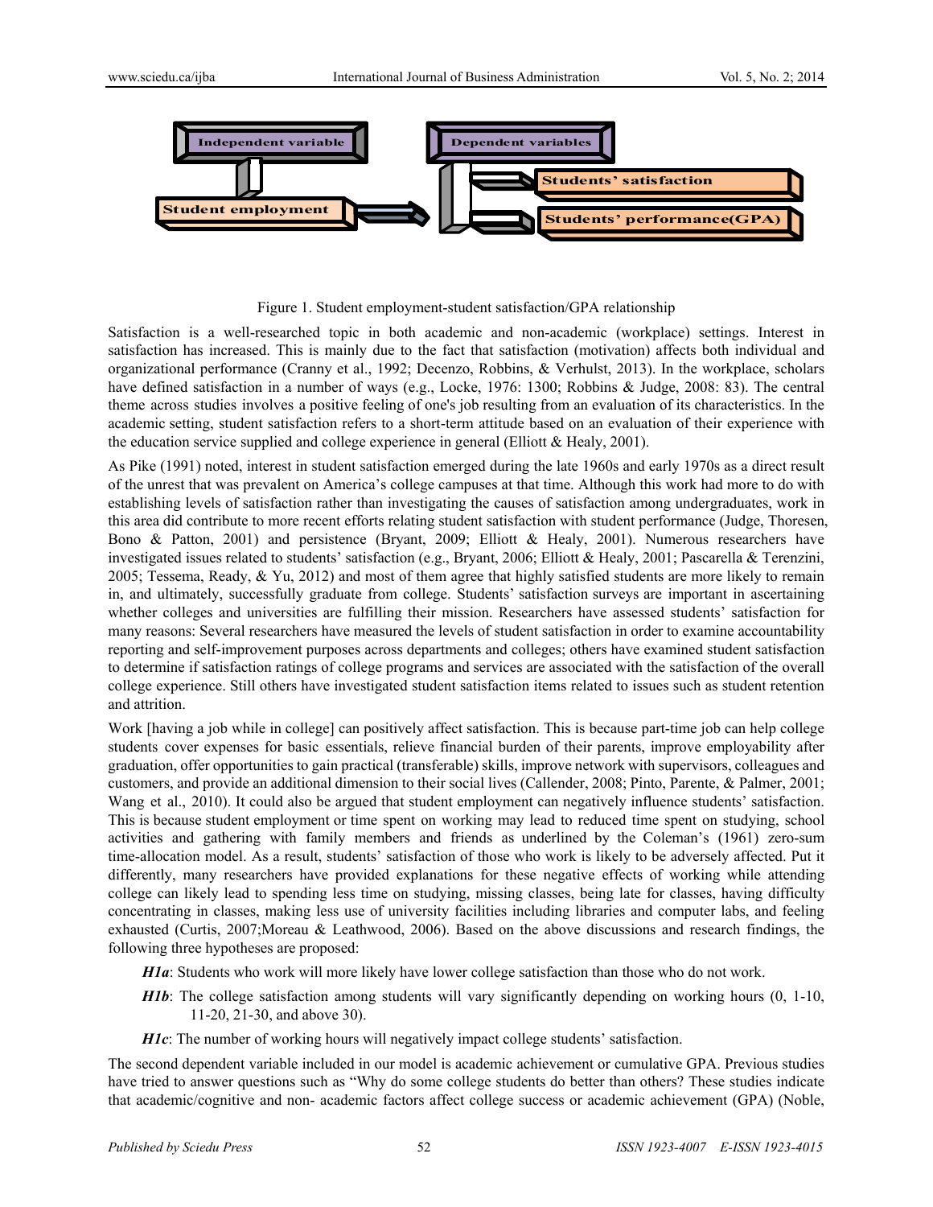Figure 1. Student employment-student satisfaction/GPA relationship

Satisfaction is a well-researched topic in both academic and non-academic (workplace) settings. Interest in satisfaction has increased. This is mainly due to the fact that satisfaction (motivation) affects both individual and organizational performance (Cranny et al., 1992; Decenzo, Robbins, & Verhulst, 2013). In the workplace, scholars have defined satisfaction in a number of ways (e.g., Locke, 1976: 1300; Robbins & Judge, 2008: 83). The central theme across studies involves a positive feeling of one's job resulting from an evaluation of its characteristics. In the academic setting, student satisfaction refers to a short-term attitude based on an evaluation of their experience with the education service supplied and college experience in general (Elliott & Healy, 2001).

As Pike (1991) noted, interest in student satisfaction emerged during the late 1960s and early 1970s as a direct result of the unrest that was prevalent on America's college campuses at that time. Although this work had more to do with establishing levels of satisfaction rather than investigating the causes of satisfaction among undergraduates, work in this area did contribute to more recent efforts relating student satisfaction with student performance (Judge, Thoresen, Bono & Patton, 2001) and persistence (Bryant, 2009; Elliott & Healy, 2001). Numerous researchers have investigated issues related to students' satisfaction (e.g., Bryant, 2006; Elliott & Healy, 2001; Pascarella & Terenzini, 2005; Tessema, Ready, & Yu, 2012) and most of them agree that highly satisfied students are more likely to remain in, and ultimately, successfully graduate from college. Students' satisfaction surveys are important in ascertaining whether colleges and universities are fulfilling their mission. Researchers have assessed students' satisfaction for many reasons: Several researchers have measured the levels of student satisfaction in order to examine accountability reporting and self-improvement purposes across departments and colleges; others have examined student satisfaction to determine if satisfaction ratings of college programs and services are associated with the satisfaction of the overall college experience. Still others have investigated student satisfaction items related to issues such as student retention and attrition.

Work [having a job while in college] can positively affect satisfaction. This is because part-time job can help college students cover expenses for basic essentials, relieve financial burden of their parents, improve employability after graduation, offer opportunities to gain practical (transferable) skills, improve network with supervisors, colleagues and customers, and provide an additional dimension to their social lives (Callender, 2008; Pinto, Parente, & Palmer, 2001; Wang et al., 2010). It could also be argued that student employment can negatively influence students' satisfaction. This is because student employment or time spent on working may lead to reduced time spent on studying, school activities and gathering with family members and friends as underlined by the Coleman's (1961) zero-sum time-allocation model. As a result, students' satisfaction of those who work is likely to be adversely affected. Put it differently, many researchers have provided explanations for these negative effects of working while attending college can likely lead to spending less time on studying, missing classes, being late for classes, having difficulty concentrating in classes, making less use of university facilities including libraries and computer labs, and feeling exhausted (Curtis, 2007;Moreau & Leathwood, 2006). Based on the above discussions and research findings, the following three hypotheses are proposed:

***H1a***: Students who work will more likely have lower college satisfaction than those who do not work.

***H1b***: The college satisfaction among students will vary significantly depending on working hours (0, 1-10, 11-20, 21-30, and above 30).

***H1c***: The number of working hours will negatively impact college students' satisfaction.

The second dependent variable included in our model is academic achievement or cumulative GPA. Previous studies have tried to answer questions such as "Why do some college students do better than others? These studies indicate that academic/cognitive and non- academic factors affect college success or academic achievement (GPA) (Noble,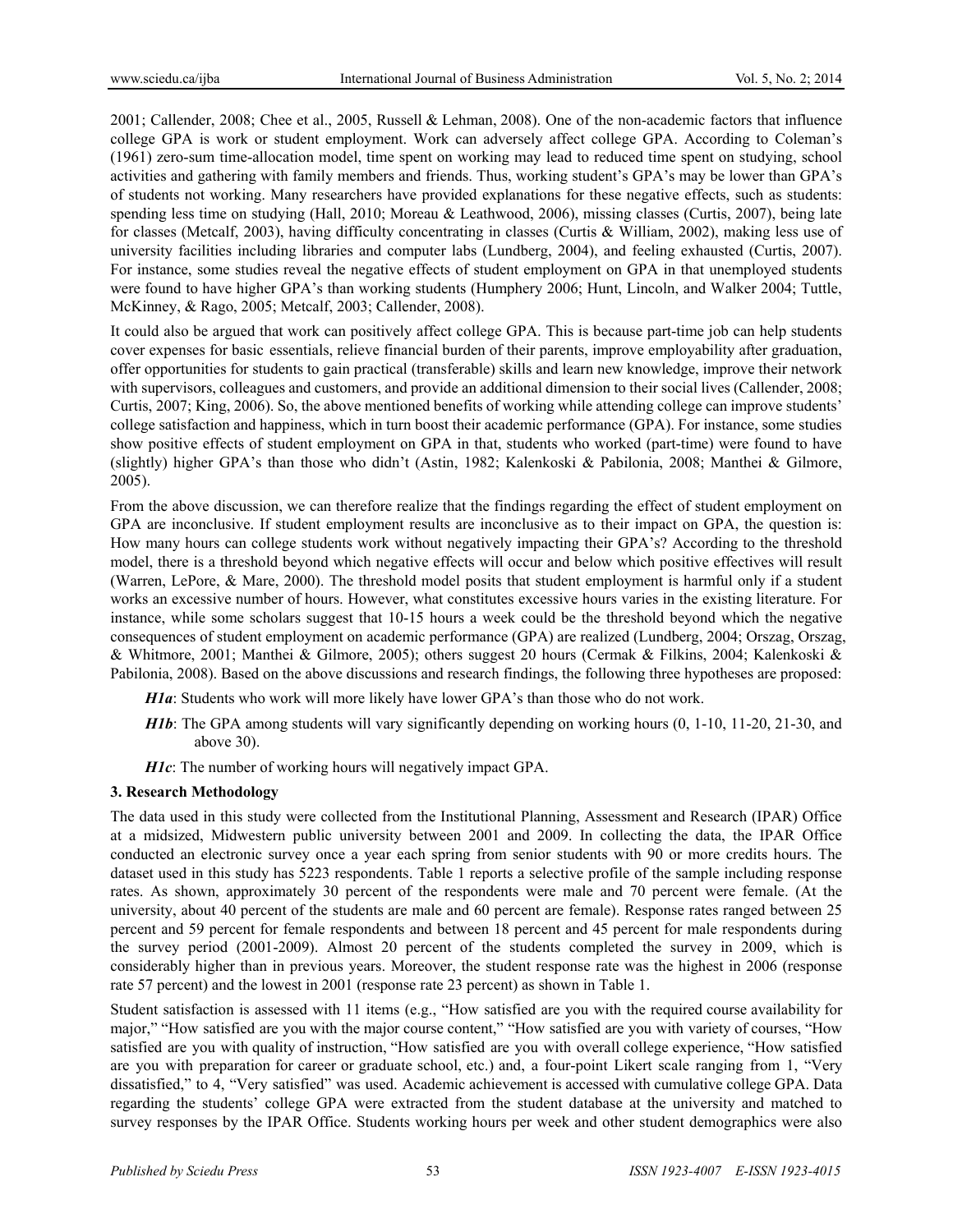2001; Callender, 2008; Chee et al., 2005, Russell & Lehman, 2008). One of the non-academic factors that influence college GPA is work or student employment. Work can adversely affect college GPA. According to Coleman's (1961) zero-sum time-allocation model, time spent on working may lead to reduced time spent on studying, school activities and gathering with family members and friends. Thus, working student's GPA's may be lower than GPA's of students not working. Many researchers have provided explanations for these negative effects, such as students: spending less time on studying (Hall, 2010; Moreau & Leathwood, 2006), missing classes (Curtis, 2007), being late for classes (Metcalf, 2003), having difficulty concentrating in classes (Curtis & William, 2002), making less use of university facilities including libraries and computer labs (Lundberg, 2004), and feeling exhausted (Curtis, 2007). For instance, some studies reveal the negative effects of student employment on GPA in that unemployed students were found to have higher GPA's than working students (Humphery 2006; Hunt, Lincoln, and Walker 2004; Tuttle, McKinney, & Rago, 2005; Metcalf, 2003; Callender, 2008).

It could also be argued that work can positively affect college GPA. This is because part-time job can help students cover expenses for basic essentials, relieve financial burden of their parents, improve employability after graduation, offer opportunities for students to gain practical (transferable) skills and learn new knowledge, improve their network with supervisors, colleagues and customers, and provide an additional dimension to their social lives (Callender, 2008; Curtis, 2007; King, 2006). So, the above mentioned benefits of working while attending college can improve students' college satisfaction and happiness, which in turn boost their academic performance (GPA). For instance, some studies show positive effects of student employment on GPA in that, students who worked (part-time) were found to have (slightly) higher GPA's than those who didn't (Astin, 1982; Kalenkoski & Pabilonia, 2008; Manthei & Gilmore, 2005).

From the above discussion, we can therefore realize that the findings regarding the effect of student employment on GPA are inconclusive. If student employment results are inconclusive as to their impact on GPA, the question is: How many hours can college students work without negatively impacting their GPA's? According to the threshold model, there is a threshold beyond which negative effects will occur and below which positive effectives will result (Warren, LePore, & Mare, 2000). The threshold model posits that student employment is harmful only if a student works an excessive number of hours. However, what constitutes excessive hours varies in the existing literature. For instance, while some scholars suggest that 10-15 hours a week could be the threshold beyond which the negative consequences of student employment on academic performance (GPA) are realized (Lundberg, 2004; Orszag, Orszag, & Whitmore, 2001; Manthei & Gilmore, 2005); others suggest 20 hours (Cermak & Filkins, 2004; Kalenkoski & Pabilonia, 2008). Based on the above discussions and research findings, the following three hypotheses are proposed:

***H1a***: Students who work will more likely have lower GPA's than those who do not work.

***H1b***: The GPA among students will vary significantly depending on working hours (0, 1-10, 11-20, 21-30, and above 30).

***H1c***: The number of working hours will negatively impact GPA.

### 3. Research Methodology

The data used in this study were collected from the Institutional Planning, Assessment and Research (IPAR) Office at a midsized, Midwestern public university between 2001 and 2009. In collecting the data, the IPAR Office conducted an electronic survey once a year each spring from senior students with 90 or more credits hours. The dataset used in this study has 5223 respondents. Table 1 reports a selective profile of the sample including response rates. As shown, approximately 30 percent of the respondents were male and 70 percent were female. (At the university, about 40 percent of the students are male and 60 percent are female). Response rates ranged between 25 percent and 59 percent for female respondents and between 18 percent and 45 percent for male respondents during the survey period (2001-2009). Almost 20 percent of the students completed the survey in 2009, which is considerably higher than in previous years. Moreover, the student response rate was the highest in 2006 (response rate 57 percent) and the lowest in 2001 (response rate 23 percent) as shown in Table 1.

Student satisfaction is assessed with 11 items (e.g., "How satisfied are you with the required course availability for major," "How satisfied are you with the major course content," "How satisfied are you with variety of courses, "How satisfied are you with quality of instruction, "How satisfied are you with overall college experience, "How satisfied are you with preparation for career or graduate school, etc.) and, a four-point Likert scale ranging from 1, "Very dissatisfied," to 4, "Very satisfied" was used. Academic achievement is accessed with cumulative college GPA. Data regarding the students' college GPA were extracted from the student database at the university and matched to survey responses by the IPAR Office. Students working hours per week and other student demographics were also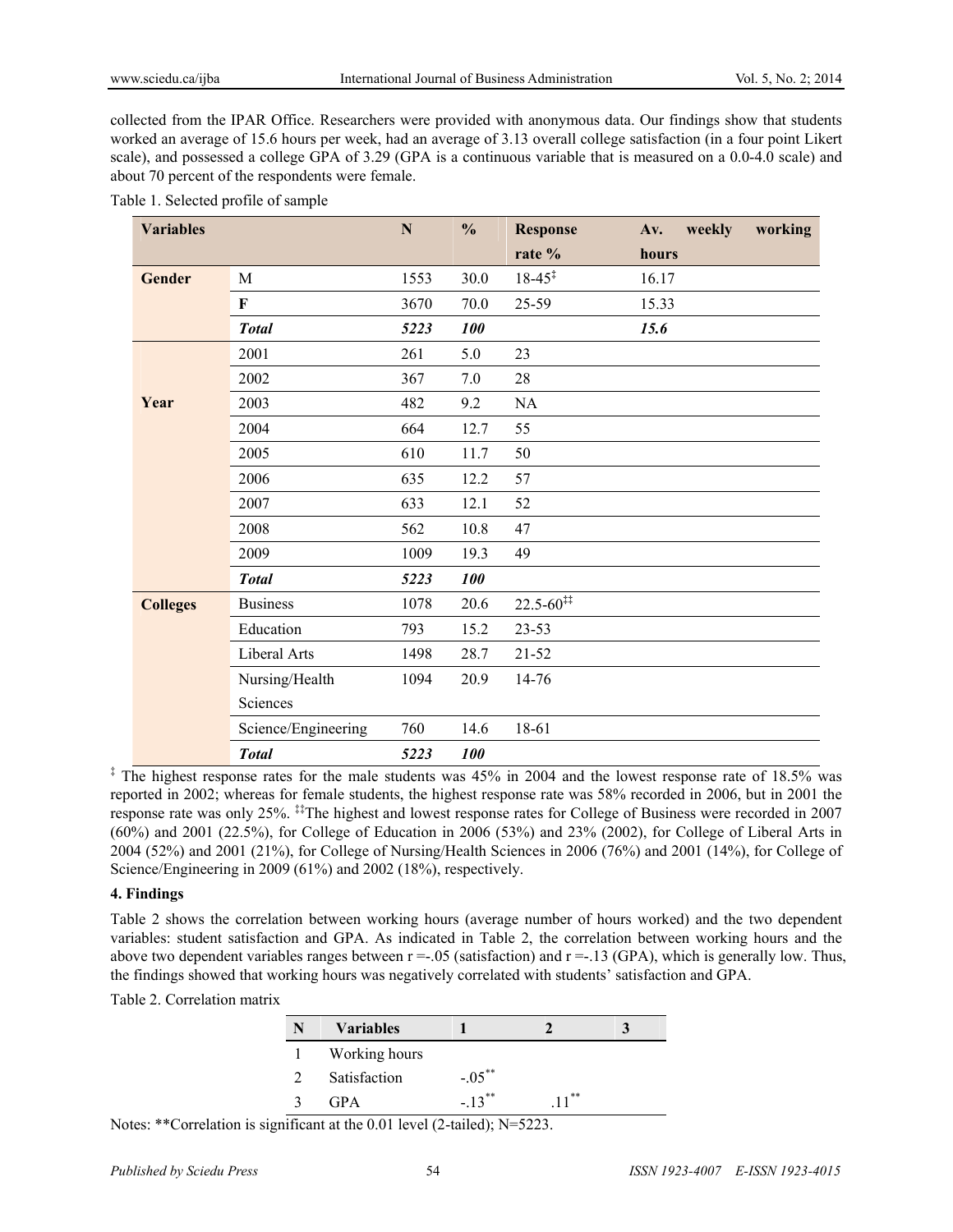collected from the IPAR Office. Researchers were provided with anonymous data. Our findings show that students worked an average of 15.6 hours per week, had an average of 3.13 overall college satisfaction (in a four point Likert scale), and possessed a college GPA of 3.29 (GPA is a continuous variable that is measured on a 0.0-4.0 scale) and about 70 percent of the respondents were female.

Table 1. Selected profile of sample

| Variables | | N | % | Response rate % | Av. weekly working hours |
|---|---|---|---|---|---|
| **Gender** | M | 1553 | 30.0 | 18-45‡ | 16.17 |
| | **F** | 3670 | 70.0 | 25-59 | 15.33 |
| | ***Total*** | ***5223*** | ***100*** | | ***15.6*** |
| **Year** | 2001 | 261 | 5.0 | 23 | |
| | 2002 | 367 | 7.0 | 28 | |
| | 2003 | 482 | 9.2 | NA | |
| | 2004 | 664 | 12.7 | 55 | |
| | 2005 | 610 | 11.7 | 50 | |
| | 2006 | 635 | 12.2 | 57 | |
| | 2007 | 633 | 12.1 | 52 | |
| | 2008 | 562 | 10.8 | 47 | |
| | 2009 | 1009 | 19.3 | 49 | |
| | ***Total*** | ***5223*** | ***100*** | | |
| **Colleges** | Business | 1078 | 20.6 | 22.5-60‡‡ | |
| | Education | 793 | 15.2 | 23-53 | |
| | Liberal Arts | 1498 | 28.7 | 21-52 | |
| | Nursing/Health Sciences | 1094 | 20.9 | 14-76 | |
| | Science/Engineering | 760 | 14.6 | 18-61 | |
| | ***Total*** | ***5223*** | ***100*** | | |

‡ The highest response rates for the male students was 45% in 2004 and the lowest response rate of 18.5% was reported in 2002; whereas for female students, the highest response rate was 58% recorded in 2006, but in 2001 the response rate was only 25%. ‡‡The highest and lowest response rates for College of Business were recorded in 2007 (60%) and 2001 (22.5%), for College of Education in 2006 (53%) and 23% (2002), for College of Liberal Arts in 2004 (52%) and 2001 (21%), for College of Nursing/Health Sciences in 2006 (76%) and 2001 (14%), for College of Science/Engineering in 2009 (61%) and 2002 (18%), respectively.

## 4. Findings

Table 2 shows the correlation between working hours (average number of hours worked) and the two dependent variables: student satisfaction and GPA. As indicated in Table 2, the correlation between working hours and the above two dependent variables ranges between $r = -.05$ (satisfaction) and $r = -.13$ (GPA), which is generally low. Thus, the findings showed that working hours was negatively correlated with students' satisfaction and GPA.

Table 2. Correlation matrix

| N | Variables | 1 | 2 | 3 |
|---|---|---|---|---|
| 1 | Working hours | | | |
| 2 | Satisfaction | -.05** | | |
| 3 | GPA | -.13** | .11** | |

Notes: **Correlation is significant at the 0.01 level (2-tailed); N=5223.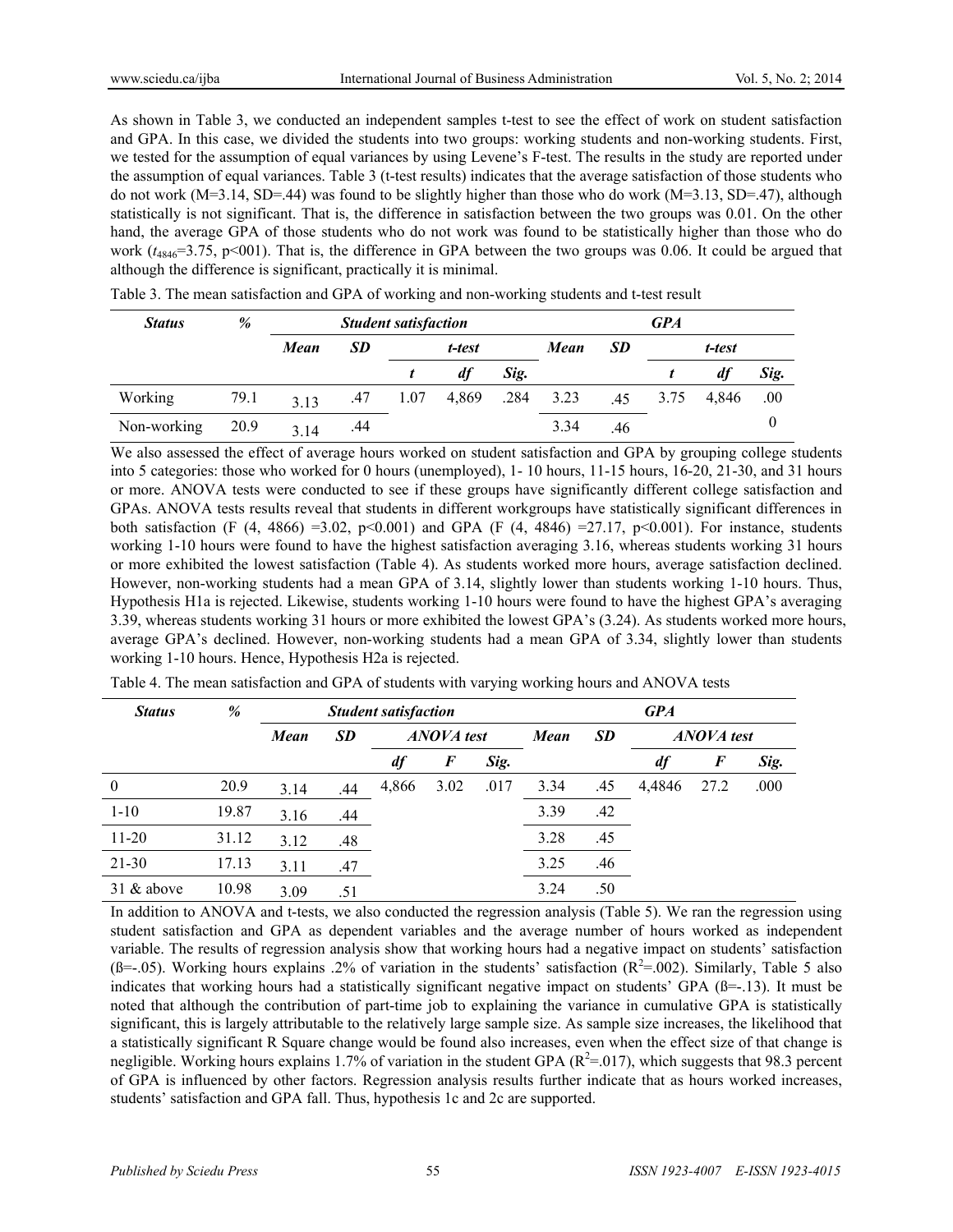As shown in Table 3, we conducted an independent samples t-test to see the effect of work on student satisfaction and GPA. In this case, we divided the students into two groups: working students and non-working students. First, we tested for the assumption of equal variances by using Levene's F-test. The results in the study are reported under the assumption of equal variances. Table 3 (t-test results) indicates that the average satisfaction of those students who do not work (M=3.14, SD=.44) was found to be slightly higher than those who do work (M=3.13, SD=.47), although statistically is not significant. That is, the difference in satisfaction between the two groups was 0.01. On the other hand, the average GPA of those students who do not work was found to be statistically higher than those who do work ($t_{4846}$=3.75, p<001). That is, the difference in GPA between the two groups was 0.06. It could be argued that although the difference is significant, practically it is minimal.

Table 3. The mean satisfaction and GPA of working and non-working students and t-test result

| *Status* | *%* | *Student satisfaction* | | | | | *GPA* | | | | |
|---|---|---|---|---|---|---|---|---|---|---|---|
| | | *Mean* | *SD* | *t-test* | | | *Mean* | *SD* | *t-test* | | |
| | | | | *t* | *df* | *Sig.* | | | *t* | *df* | *Sig.* |
| Working | 79.1 | 3.13 | .47 | 1.07 | 4,869 | .284 | 3.23 | .45 | 3.75 | 4,846 | .000 |
| Non-working | 20.9 | 3.14 | .44 | | | | 3.34 | .46 | | | |

We also assessed the effect of average hours worked on student satisfaction and GPA by grouping college students into 5 categories: those who worked for 0 hours (unemployed), 1- 10 hours, 11-15 hours, 16-20, 21-30, and 31 hours or more. ANOVA tests were conducted to see if these groups have significantly different college satisfaction and GPAs. ANOVA tests results reveal that students in different workgroups have statistically significant differences in both satisfaction (F (4, 4866) =3.02, p<0.001) and GPA (F (4, 4846) =27.17, p<0.001). For instance, students working 1-10 hours were found to have the highest satisfaction averaging 3.16, whereas students working 31 hours or more exhibited the lowest satisfaction (Table 4). As students worked more hours, average satisfaction declined. However, non-working students had a mean GPA of 3.14, slightly lower than students working 1-10 hours. Thus, Hypothesis H1a is rejected. Likewise, students working 1-10 hours were found to have the highest GPA's averaging 3.39, whereas students working 31 hours or more exhibited the lowest GPA's (3.24). As students worked more hours, average GPA's declined. However, non-working students had a mean GPA of 3.34, slightly lower than students working 1-10 hours. Hence, Hypothesis H2a is rejected.

Table 4. The mean satisfaction and GPA of students with varying working hours and ANOVA tests

| *Status* | *%* | *Student satisfaction* | | | | | *GPA* | | | | |
|---|---|---|---|---|---|---|---|---|---|---|---|
| | | *Mean* | *SD* | *ANOVA test* | | | *Mean* | *SD* | *ANOVA test* | | |
| | | | | *df* | *F* | *Sig.* | | | *df* | *F* | *Sig.* |
| 0 | 20.9 | 3.14 | .44 | 4,866 | 3.02 | .017 | 3.34 | .45 | 4,4846 | 27.2 | .000 |
| 1-10 | 19.87 | 3.16 | .44 | | | | 3.39 | .42 | | | |
| 11-20 | 31.12 | 3.12 | .48 | | | | 3.28 | .45 | | | |
| 21-30 | 17.13 | 3.11 | .47 | | | | 3.25 | .46 | | | |
| 31 & above | 10.98 | 3.09 | .51 | | | | 3.24 | .50 | | | |

In addition to ANOVA and t-tests, we also conducted the regression analysis (Table 5). We ran the regression using student satisfaction and GPA as dependent variables and the average number of hours worked as independent variable. The results of regression analysis show that working hours had a negative impact on students' satisfaction (ß=-.05). Working hours explains .2% of variation in the students' satisfaction ($R^2$=.002). Similarly, Table 5 also indicates that working hours had a statistically significant negative impact on students' GPA (ß=-.13). It must be noted that although the contribution of part-time job to explaining the variance in cumulative GPA is statistically significant, this is largely attributable to the relatively large sample size. As sample size increases, the likelihood that a statistically significant R Square change would be found also increases, even when the effect size of that change is negligible. Working hours explains 1.7% of variation in the student GPA ($R^2$=.017), which suggests that 98.3 percent of GPA is influenced by other factors. Regression analysis results further indicate that as hours worked increases, students' satisfaction and GPA fall. Thus, hypothesis 1c and 2c are supported.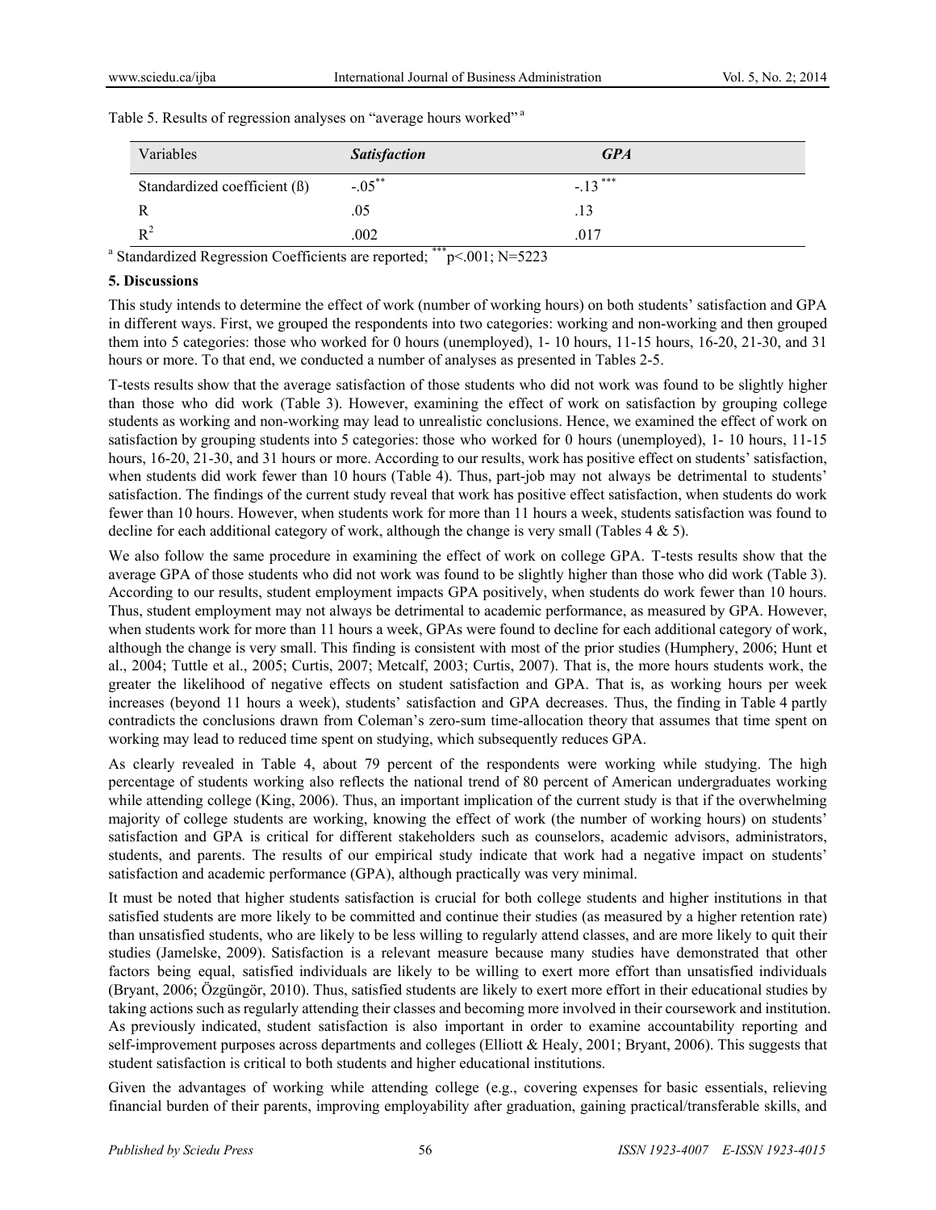Table 5. Results of regression analyses on "average hours worked" [a]

| Variables | *Satisfaction* | *GPA* |
|---|---|---|
| Standardized coefficient (ß) | $-.05^{**}$ | $-.13^{***}$ |
| R | .05 | .13 |
| $R^2$ | .002 | .017 |

[a] Standardized Regression Coefficients are reported; $^{***}p<.001$; N=5223

**5. Discussions**

This study intends to determine the effect of work (number of working hours) on both students' satisfaction and GPA in different ways. First, we grouped the respondents into two categories: working and non-working and then grouped them into 5 categories: those who worked for 0 hours (unemployed), 1- 10 hours, 11-15 hours, 16-20, 21-30, and 31 hours or more. To that end, we conducted a number of analyses as presented in Tables 2-5.

T-tests results show that the average satisfaction of those students who did not work was found to be slightly higher than those who did work (Table 3). However, examining the effect of work on satisfaction by grouping college students as working and non-working may lead to unrealistic conclusions. Hence, we examined the effect of work on satisfaction by grouping students into 5 categories: those who worked for 0 hours (unemployed), 1- 10 hours, 11-15 hours, 16-20, 21-30, and 31 hours or more. According to our results, work has positive effect on students' satisfaction, when students did work fewer than 10 hours (Table 4). Thus, part-job may not always be detrimental to students' satisfaction. The findings of the current study reveal that work has positive effect satisfaction, when students do work fewer than 10 hours. However, when students work for more than 11 hours a week, students satisfaction was found to decline for each additional category of work, although the change is very small (Tables 4 & 5).

We also follow the same procedure in examining the effect of work on college GPA. T-tests results show that the average GPA of those students who did not work was found to be slightly higher than those who did work (Table 3). According to our results, student employment impacts GPA positively, when students do work fewer than 10 hours. Thus, student employment may not always be detrimental to academic performance, as measured by GPA. However, when students work for more than 11 hours a week, GPAs were found to decline for each additional category of work, although the change is very small. This finding is consistent with most of the prior studies (Humphery, 2006; Hunt et al., 2004; Tuttle et al., 2005; Curtis, 2007; Metcalf, 2003; Curtis, 2007). That is, the more hours students work, the greater the likelihood of negative effects on student satisfaction and GPA. That is, as working hours per week increases (beyond 11 hours a week), students' satisfaction and GPA decreases. Thus, the finding in Table 4 partly contradicts the conclusions drawn from Coleman's zero-sum time-allocation theory that assumes that time spent on working may lead to reduced time spent on studying, which subsequently reduces GPA.

As clearly revealed in Table 4, about 79 percent of the respondents were working while studying. The high percentage of students working also reflects the national trend of 80 percent of American undergraduates working while attending college (King, 2006). Thus, an important implication of the current study is that if the overwhelming majority of college students are working, knowing the effect of work (the number of working hours) on students' satisfaction and GPA is critical for different stakeholders such as counselors, academic advisors, administrators, students, and parents. The results of our empirical study indicate that work had a negative impact on students' satisfaction and academic performance (GPA), although practically was very minimal.

It must be noted that higher students satisfaction is crucial for both college students and higher institutions in that satisfied students are more likely to be committed and continue their studies (as measured by a higher retention rate) than unsatisfied students, who are likely to be less willing to regularly attend classes, and are more likely to quit their studies (Jamelske, 2009). Satisfaction is a relevant measure because many studies have demonstrated that other factors being equal, satisfied individuals are likely to be willing to exert more effort than unsatisfied individuals (Bryant, 2006; Özgüngör, 2010). Thus, satisfied students are likely to exert more effort in their educational studies by taking actions such as regularly attending their classes and becoming more involved in their coursework and institution. As previously indicated, student satisfaction is also important in order to examine accountability reporting and self-improvement purposes across departments and colleges (Elliott & Healy, 2001; Bryant, 2006). This suggests that student satisfaction is critical to both students and higher educational institutions.

Given the advantages of working while attending college (e.g., covering expenses for basic essentials, relieving financial burden of their parents, improving employability after graduation, gaining practical/transferable skills, and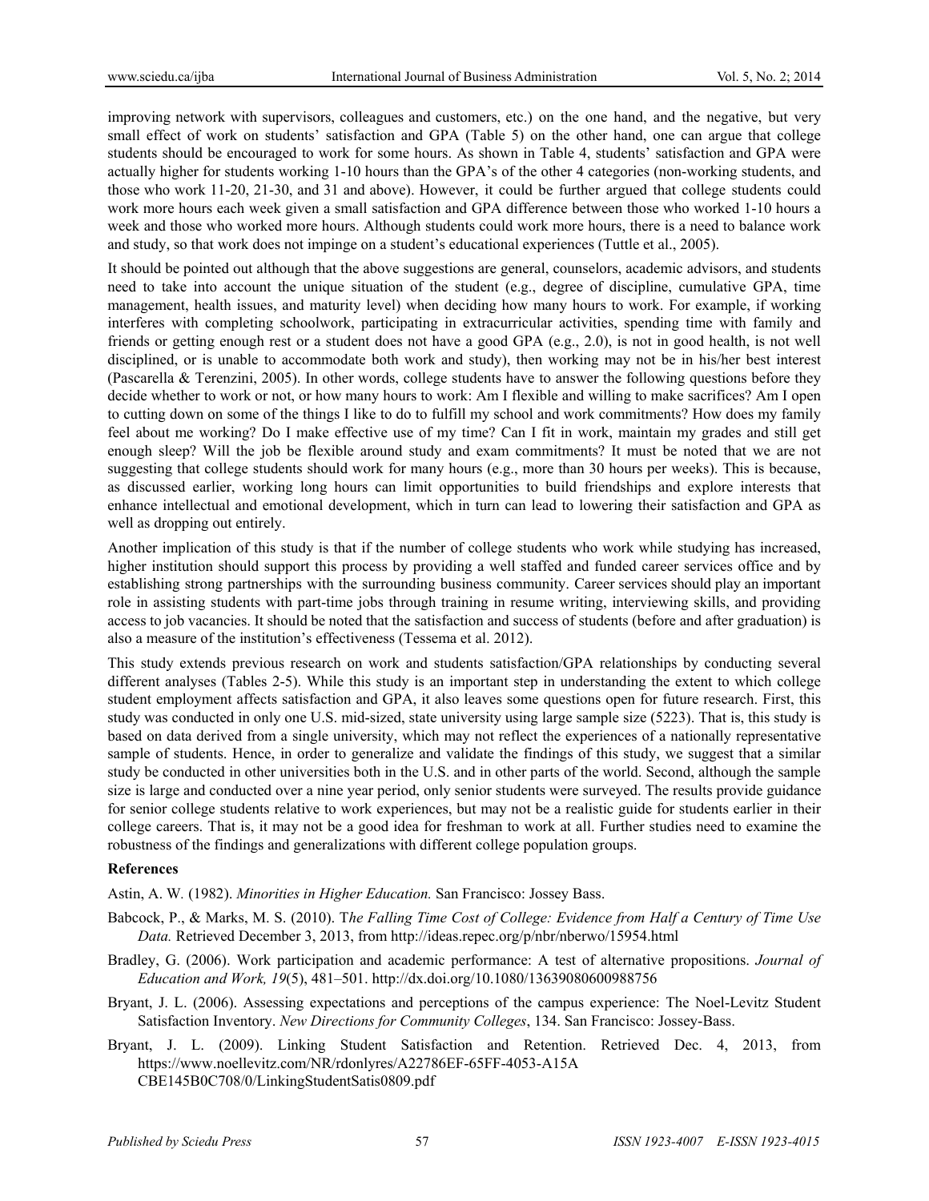improving network with supervisors, colleagues and customers, etc.) on the one hand, and the negative, but very small effect of work on students' satisfaction and GPA (Table 5) on the other hand, one can argue that college students should be encouraged to work for some hours. As shown in Table 4, students' satisfaction and GPA were actually higher for students working 1-10 hours than the GPA's of the other 4 categories (non-working students, and those who work 11-20, 21-30, and 31 and above). However, it could be further argued that college students could work more hours each week given a small satisfaction and GPA difference between those who worked 1-10 hours a week and those who worked more hours. Although students could work more hours, there is a need to balance work and study, so that work does not impinge on a student's educational experiences (Tuttle et al., 2005).

It should be pointed out although that the above suggestions are general, counselors, academic advisors, and students need to take into account the unique situation of the student (e.g., degree of discipline, cumulative GPA, time management, health issues, and maturity level) when deciding how many hours to work. For example, if working interferes with completing schoolwork, participating in extracurricular activities, spending time with family and friends or getting enough rest or a student does not have a good GPA (e.g., 2.0), is not in good health, is not well disciplined, or is unable to accommodate both work and study), then working may not be in his/her best interest (Pascarella & Terenzini, 2005). In other words, college students have to answer the following questions before they decide whether to work or not, or how many hours to work: Am I flexible and willing to make sacrifices? Am I open to cutting down on some of the things I like to do to fulfill my school and work commitments? How does my family feel about me working? Do I make effective use of my time? Can I fit in work, maintain my grades and still get enough sleep? Will the job be flexible around study and exam commitments? It must be noted that we are not suggesting that college students should work for many hours (e.g., more than 30 hours per weeks). This is because, as discussed earlier, working long hours can limit opportunities to build friendships and explore interests that enhance intellectual and emotional development, which in turn can lead to lowering their satisfaction and GPA as well as dropping out entirely.

Another implication of this study is that if the number of college students who work while studying has increased, higher institution should support this process by providing a well staffed and funded career services office and by establishing strong partnerships with the surrounding business community. Career services should play an important role in assisting students with part-time jobs through training in resume writing, interviewing skills, and providing access to job vacancies. It should be noted that the satisfaction and success of students (before and after graduation) is also a measure of the institution's effectiveness (Tessema et al. 2012).

This study extends previous research on work and students satisfaction/GPA relationships by conducting several different analyses (Tables 2-5). While this study is an important step in understanding the extent to which college student employment affects satisfaction and GPA, it also leaves some questions open for future research. First, this study was conducted in only one U.S. mid-sized, state university using large sample size (5223). That is, this study is based on data derived from a single university, which may not reflect the experiences of a nationally representative sample of students. Hence, in order to generalize and validate the findings of this study, we suggest that a similar study be conducted in other universities both in the U.S. and in other parts of the world. Second, although the sample size is large and conducted over a nine year period, only senior students were surveyed. The results provide guidance for senior college students relative to work experiences, but may not be a realistic guide for students earlier in their college careers. That is, it may not be a good idea for freshman to work at all. Further studies need to examine the robustness of the findings and generalizations with different college population groups.

## References

Astin, A. W. (1982). *Minorities in Higher Education.* San Francisco: Jossey Bass.

Babcock, P., & Marks, M. S. (2010). *The Falling Time Cost of College: Evidence from Half a Century of Time Use Data.* Retrieved December 3, 2013, from http://ideas.repec.org/p/nbr/nberwo/15954.html

Bradley, G. (2006). Work participation and academic performance: A test of alternative propositions. *Journal of Education and Work, 19*(5), 481–501. http://dx.doi.org/10.1080/13639080600988756

Bryant, J. L. (2006). Assessing expectations and perceptions of the campus experience: The Noel-Levitz Student Satisfaction Inventory. *New Directions for Community Colleges*, 134. San Francisco: Jossey-Bass.

Bryant, J. L. (2009). Linking Student Satisfaction and Retention. Retrieved Dec. 4, 2013, from https://www.noellevitz.com/NR/rdonlyres/A22786EF-65FF-4053-A15A CBE145B0C708/0/LinkingStudentSatis0809.pdf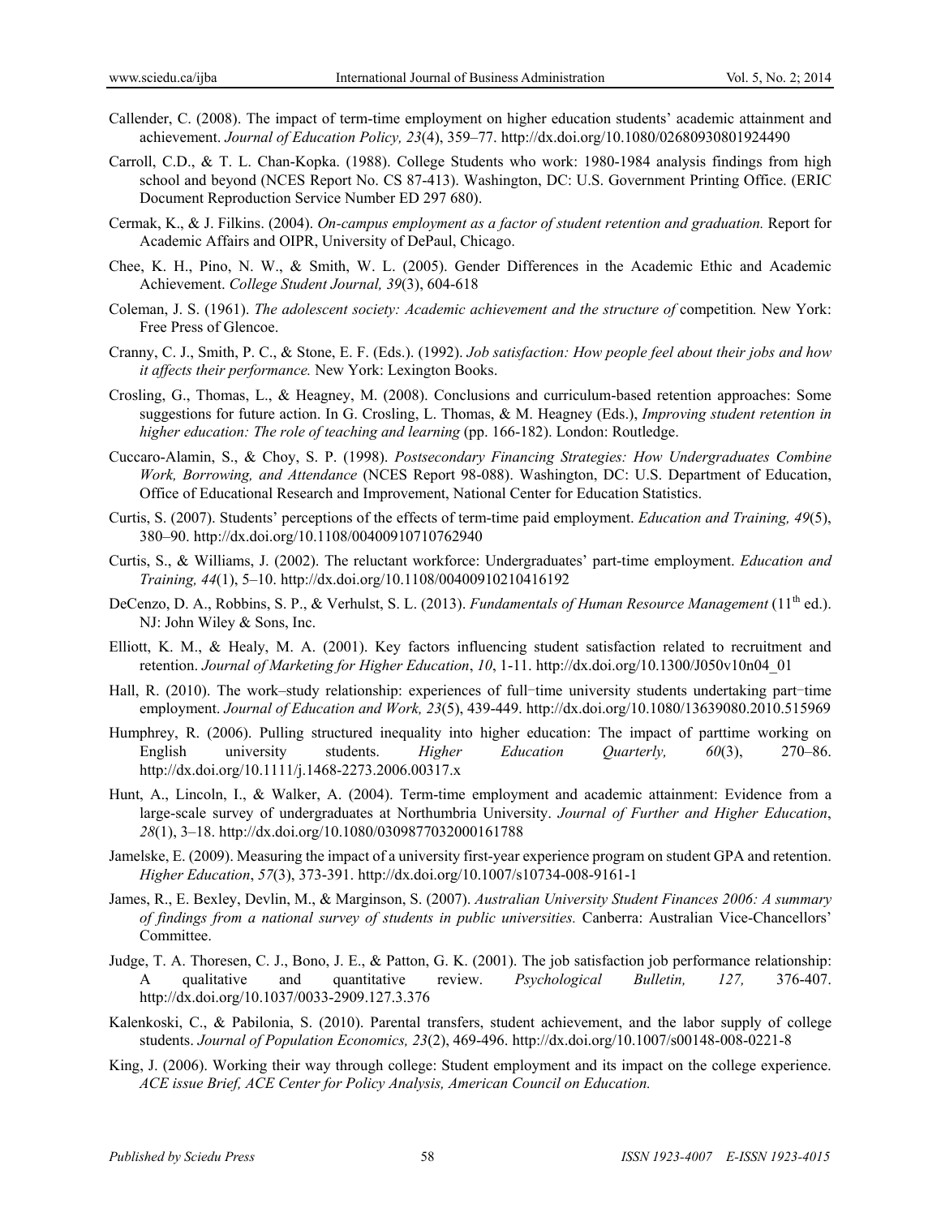Callender, C. (2008). The impact of term-time employment on higher education students' academic attainment and achievement. *Journal of Education Policy, 23*(4), 359–77. http://dx.doi.org/10.1080/02680930801924490

Carroll, C.D., & T. L. Chan-Kopka. (1988). College Students who work: 1980-1984 analysis findings from high school and beyond (NCES Report No. CS 87-413). Washington, DC: U.S. Government Printing Office. (ERIC Document Reproduction Service Number ED 297 680).

Cermak, K., & J. Filkins. (2004). *On-campus employment as a factor of student retention and graduation.* Report for Academic Affairs and OIPR, University of DePaul, Chicago.

Chee, K. H., Pino, N. W., & Smith, W. L. (2005). Gender Differences in the Academic Ethic and Academic Achievement. *College Student Journal, 39*(3), 604-618

Coleman, J. S. (1961). *The adolescent society: Academic achievement and the structure of* competition*.* New York: Free Press of Glencoe.

Cranny, C. J., Smith, P. C., & Stone, E. F. (Eds.). (1992). *Job satisfaction: How people feel about their jobs and how it affects their performance.* New York: Lexington Books.

Crosling, G., Thomas, L., & Heagney, M. (2008). Conclusions and curriculum-based retention approaches: Some suggestions for future action. In G. Crosling, L. Thomas, & M. Heagney (Eds.), *Improving student retention in higher education: The role of teaching and learning* (pp. 166-182). London: Routledge.

Cuccaro-Alamin, S., & Choy, S. P. (1998). *Postsecondary Financing Strategies: How Undergraduates Combine Work, Borrowing, and Attendance* (NCES Report 98-088). Washington, DC: U.S. Department of Education, Office of Educational Research and Improvement, National Center for Education Statistics.

Curtis, S. (2007). Students' perceptions of the effects of term-time paid employment. *Education and Training, 49*(5), 380–90. http://dx.doi.org/10.1108/00400910710762940

Curtis, S., & Williams, J. (2002). The reluctant workforce: Undergraduates' part-time employment. *Education and Training, 44*(1), 5–10. http://dx.doi.org/10.1108/00400910210416192

DeCenzo, D. A., Robbins, S. P., & Verhulst, S. L. (2013). *Fundamentals of Human Resource Management* (11th ed.). NJ: John Wiley & Sons, Inc.

Elliott, K. M., & Healy, M. A. (2001). Key factors influencing student satisfaction related to recruitment and retention. *Journal of Marketing for Higher Education*, *10*, 1-11. http://dx.doi.org/10.1300/J050v10n04_01

Hall, R. (2010). The work–study relationship: experiences of full‑time university students undertaking part‑time employment. *Journal of Education and Work, 23*(5), 439-449. http://dx.doi.org/10.1080/13639080.2010.515969

Humphrey, R. (2006). Pulling structured inequality into higher education: The impact of parttime working on English university students. *Higher Education Quarterly, 60*(3), 270–86. http://dx.doi.org/10.1111/j.1468-2273.2006.00317.x

Hunt, A., Lincoln, I., & Walker, A. (2004). Term-time employment and academic attainment: Evidence from a large-scale survey of undergraduates at Northumbria University. *Journal of Further and Higher Education*, *28*(1), 3–18. http://dx.doi.org/10.1080/0309877032000161788

Jamelske, E. (2009). Measuring the impact of a university first-year experience program on student GPA and retention. *Higher Education*, *57*(3), 373-391. http://dx.doi.org/10.1007/s10734-008-9161-1

James, R., E. Bexley, Devlin, M., & Marginson, S. (2007). *Australian University Student Finances 2006: A summary of findings from a national survey of students in public universities.* Canberra: Australian Vice-Chancellors' Committee.

Judge, T. A. Thoresen, C. J., Bono, J. E., & Patton, G. K. (2001). The job satisfaction job performance relationship: A qualitative and quantitative review. *Psychological Bulletin, 127,* 376-407. http://dx.doi.org/10.1037/0033-2909.127.3.376

Kalenkoski, C., & Pabilonia, S. (2010). Parental transfers, student achievement, and the labor supply of college students. *Journal of Population Economics, 23*(2), 469-496. http://dx.doi.org/10.1007/s00148-008-0221-8

King, J. (2006). Working their way through college: Student employment and its impact on the college experience. *ACE issue Brief, ACE Center for Policy Analysis, American Council on Education.*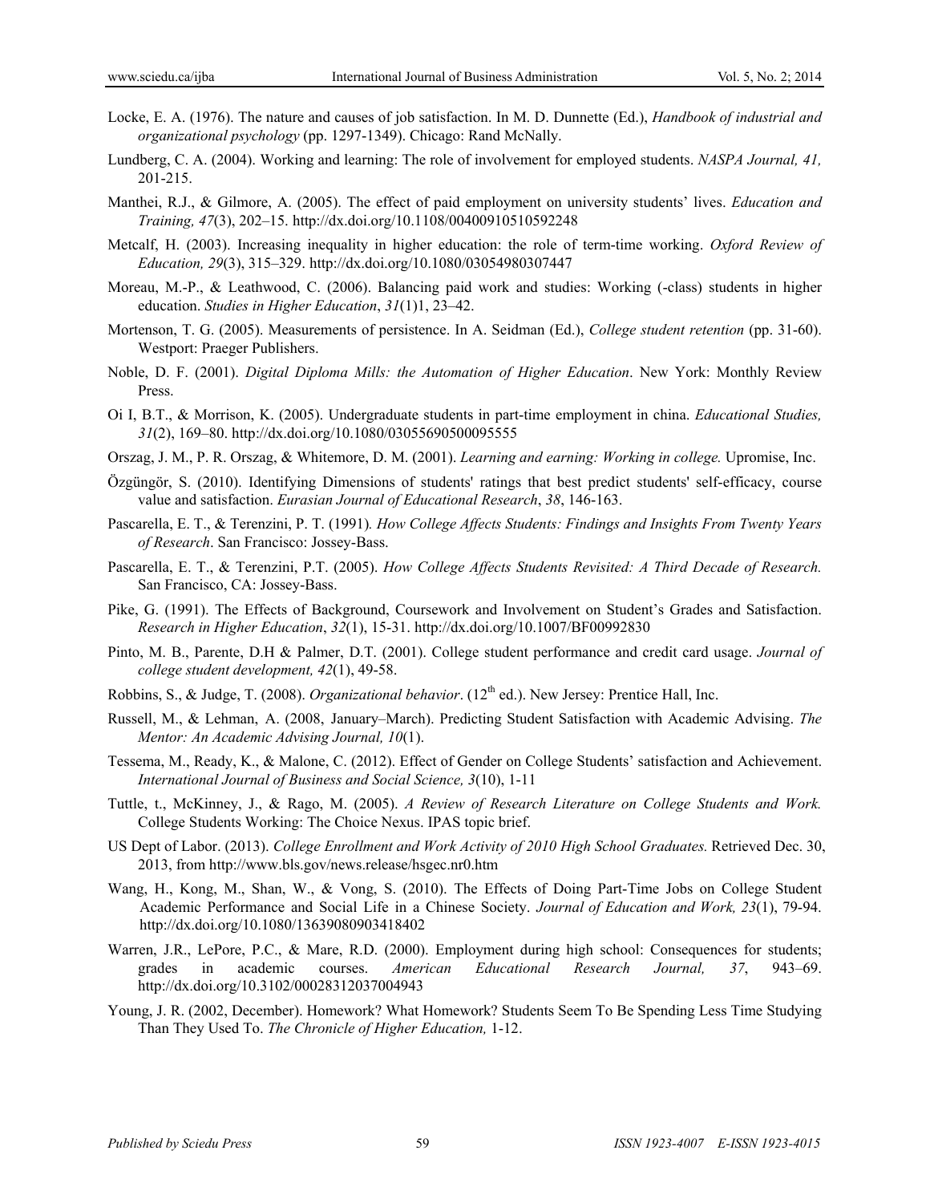Locke, E. A. (1976). The nature and causes of job satisfaction. In M. D. Dunnette (Ed.), *Handbook of industrial and organizational psychology* (pp. 1297-1349). Chicago: Rand McNally.

Lundberg, C. A. (2004). Working and learning: The role of involvement for employed students. *NASPA Journal, 41,* 201-215.

Manthei, R.J., & Gilmore, A. (2005). The effect of paid employment on university students' lives. *Education and Training, 47*(3), 202–15. http://dx.doi.org/10.1108/00400910510592248

Metcalf, H. (2003). Increasing inequality in higher education: the role of term-time working. *Oxford Review of Education, 29*(3), 315–329. http://dx.doi.org/10.1080/03054980307447

Moreau, M.-P., & Leathwood, C. (2006). Balancing paid work and studies: Working (-class) students in higher education. *Studies in Higher Education*, *31*(1)1, 23–42.

Mortenson, T. G. (2005). Measurements of persistence. In A. Seidman (Ed.), *College student retention* (pp. 31-60). Westport: Praeger Publishers.

Noble, D. F. (2001). *Digital Diploma Mills: the Automation of Higher Education*. New York: Monthly Review Press.

Oi I, B.T., & Morrison, K. (2005). Undergraduate students in part-time employment in china. *Educational Studies, 31*(2), 169–80. http://dx.doi.org/10.1080/03055690500095555

Orszag, J. M., P. R. Orszag, & Whitemore, D. M. (2001). *Learning and earning: Working in college.* Upromise, Inc.

Özgüngör, S. (2010). Identifying Dimensions of students' ratings that best predict students' self-efficacy, course value and satisfaction. *Eurasian Journal of Educational Research*, *38*, 146-163.

Pascarella, E. T., & Terenzini, P. T. (1991)*. How College Affects Students: Findings and Insights From Twenty Years of Research*. San Francisco: Jossey-Bass.

Pascarella, E. T., & Terenzini, P.T. (2005). *How College Affects Students Revisited: A Third Decade of Research.* San Francisco, CA: Jossey-Bass.

Pike, G. (1991). The Effects of Background, Coursework and Involvement on Student's Grades and Satisfaction. *Research in Higher Education*, *32*(1), 15-31. http://dx.doi.org/10.1007/BF00992830

Pinto, M. B., Parente, D.H & Palmer, D.T. (2001). College student performance and credit card usage. *Journal of college student development, 42*(1), 49-58.

Robbins, S., & Judge, T. (2008). *Organizational behavior*. (12th ed.). New Jersey: Prentice Hall, Inc.

Russell, M., & Lehman, A. (2008, January–March). Predicting Student Satisfaction with Academic Advising. *The Mentor: An Academic Advising Journal, 10*(1).

Tessema, M., Ready, K., & Malone, C. (2012). Effect of Gender on College Students' satisfaction and Achievement. *International Journal of Business and Social Science, 3*(10), 1-11

Tuttle, t., McKinney, J., & Rago, M. (2005). *A Review of Research Literature on College Students and Work.* College Students Working: The Choice Nexus. IPAS topic brief.

US Dept of Labor. (2013). *College Enrollment and Work Activity of 2010 High School Graduates.* Retrieved Dec. 30, 2013, from http://www.bls.gov/news.release/hsgec.nr0.htm

Wang, H., Kong, M., Shan, W., & Vong, S. (2010). The Effects of Doing Part-Time Jobs on College Student Academic Performance and Social Life in a Chinese Society. *Journal of Education and Work, 23*(1), 79-94. http://dx.doi.org/10.1080/13639080903418402

Warren, J.R., LePore, P.C., & Mare, R.D. (2000). Employment during high school: Consequences for students; grades in academic courses. *American Educational Research Journal, 37*, 943–69. http://dx.doi.org/10.3102/00028312037004943

Young, J. R. (2002, December). Homework? What Homework? Students Seem To Be Spending Less Time Studying Than They Used To. *The Chronicle of Higher Education,* 1-12.